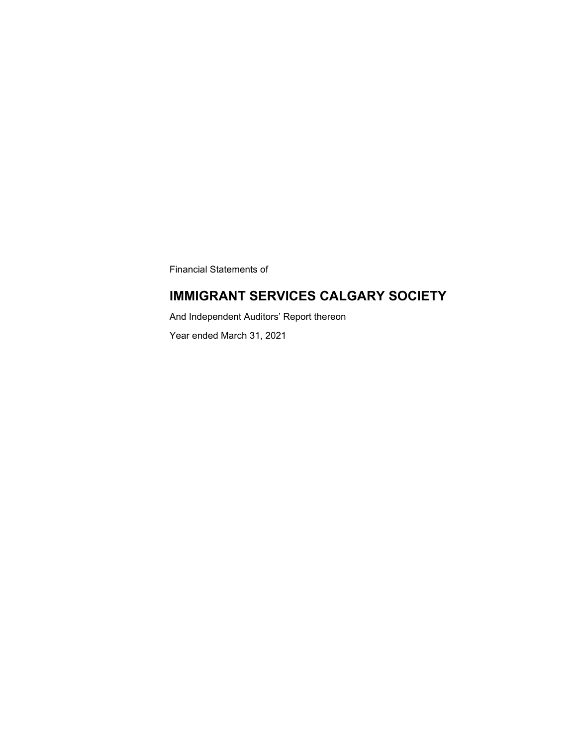Financial Statements of

# IMMIGRANT SERVICES CALGARY SOCIETY

And Independent Auditors' Report thereon

Year ended March 31, 2021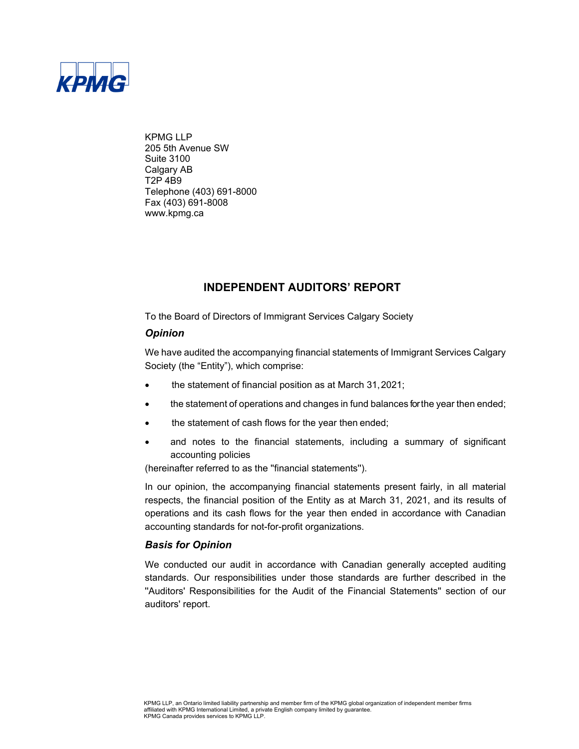KPMG LLP
205 5th Avenue SW
Suite 3100
Calgary AB
T2P 4B9
Telephone (403) 691-8000
Fax (403) 691-8008
www.kpmg.ca

# INDEPENDENT AUDITORS' REPORT

To the Board of Directors of Immigrant Services Calgary Society

### *Opinion*

We have audited the accompanying financial statements of Immigrant Services Calgary Society (the "Entity"), which comprise:

- the statement of financial position as at March 31, 2021;
- the statement of operations and changes in fund balances for the year then ended;
- the statement of cash flows for the year then ended;
- and notes to the financial statements, including a summary of significant accounting policies

(hereinafter referred to as the ''financial statements'').

In our opinion, the accompanying financial statements present fairly, in all material respects, the financial position of the Entity as at March 31, 2021, and its results of operations and its cash flows for the year then ended in accordance with Canadian accounting standards for not-for-profit organizations.

### *Basis for Opinion*

We conducted our audit in accordance with Canadian generally accepted auditing standards. Our responsibilities under those standards are further described in the ''Auditors' Responsibilities for the Audit of the Financial Statements'' section of our auditors' report.

KPMG LLP, an Ontario limited liability partnership and member firm of the KPMG global organization of independent member firms affiliated with KPMG International Limited, a private English company limited by guarantee.
KPMG Canada provides services to KPMG LLP.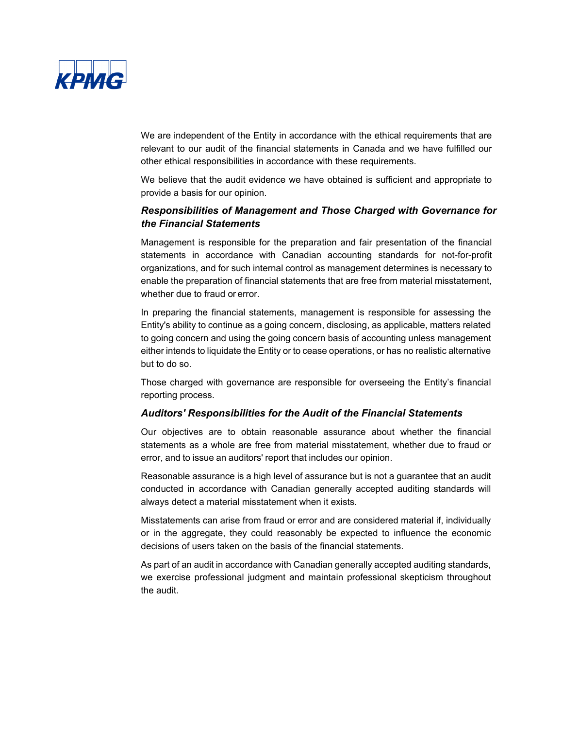We are independent of the Entity in accordance with the ethical requirements that are relevant to our audit of the financial statements in Canada and we have fulfilled our other ethical responsibilities in accordance with these requirements.

We believe that the audit evidence we have obtained is sufficient and appropriate to provide a basis for our opinion.

### *Responsibilities of Management and Those Charged with Governance for the Financial Statements*

Management is responsible for the preparation and fair presentation of the financial statements in accordance with Canadian accounting standards for not-for-profit organizations, and for such internal control as management determines is necessary to enable the preparation of financial statements that are free from material misstatement, whether due to fraud or error.

In preparing the financial statements, management is responsible for assessing the Entity's ability to continue as a going concern, disclosing, as applicable, matters related to going concern and using the going concern basis of accounting unless management either intends to liquidate the Entity or to cease operations, or has no realistic alternative but to do so.

Those charged with governance are responsible for overseeing the Entity's financial reporting process.

### *Auditors' Responsibilities for the Audit of the Financial Statements*

Our objectives are to obtain reasonable assurance about whether the financial statements as a whole are free from material misstatement, whether due to fraud or error, and to issue an auditors' report that includes our opinion.

Reasonable assurance is a high level of assurance but is not a guarantee that an audit conducted in accordance with Canadian generally accepted auditing standards will always detect a material misstatement when it exists.

Misstatements can arise from fraud or error and are considered material if, individually or in the aggregate, they could reasonably be expected to influence the economic decisions of users taken on the basis of the financial statements.

As part of an audit in accordance with Canadian generally accepted auditing standards, we exercise professional judgment and maintain professional skepticism throughout the audit.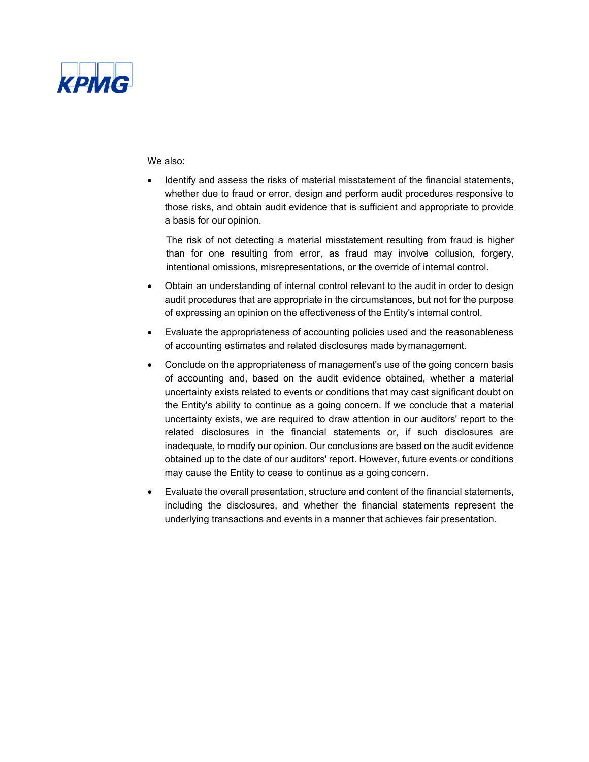We also:

- Identify and assess the risks of material misstatement of the financial statements, whether due to fraud or error, design and perform audit procedures responsive to those risks, and obtain audit evidence that is sufficient and appropriate to provide a basis for our opinion.

  The risk of not detecting a material misstatement resulting from fraud is higher than for one resulting from error, as fraud may involve collusion, forgery, intentional omissions, misrepresentations, or the override of internal control.

- Obtain an understanding of internal control relevant to the audit in order to design audit procedures that are appropriate in the circumstances, but not for the purpose of expressing an opinion on the effectiveness of the Entity's internal control.

- Evaluate the appropriateness of accounting policies used and the reasonableness of accounting estimates and related disclosures made by management.

- Conclude on the appropriateness of management's use of the going concern basis of accounting and, based on the audit evidence obtained, whether a material uncertainty exists related to events or conditions that may cast significant doubt on the Entity's ability to continue as a going concern. If we conclude that a material uncertainty exists, we are required to draw attention in our auditors' report to the related disclosures in the financial statements or, if such disclosures are inadequate, to modify our opinion. Our conclusions are based on the audit evidence obtained up to the date of our auditors' report. However, future events or conditions may cause the Entity to cease to continue as a going concern.

- Evaluate the overall presentation, structure and content of the financial statements, including the disclosures, and whether the financial statements represent the underlying transactions and events in a manner that achieves fair presentation.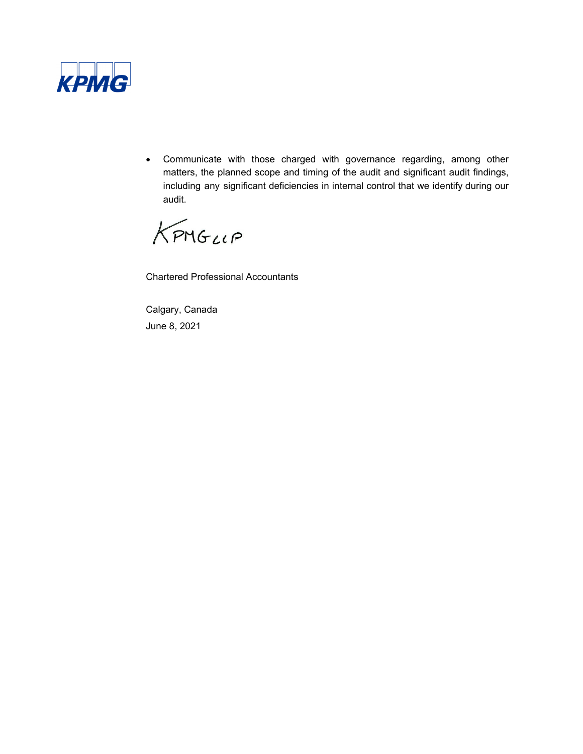- Communicate with those charged with governance regarding, among other matters, the planned scope and timing of the audit and significant audit findings, including any significant deficiencies in internal control that we identify during our audit.

KPMG LLP

Chartered Professional Accountants

Calgary, Canada
June 8, 2021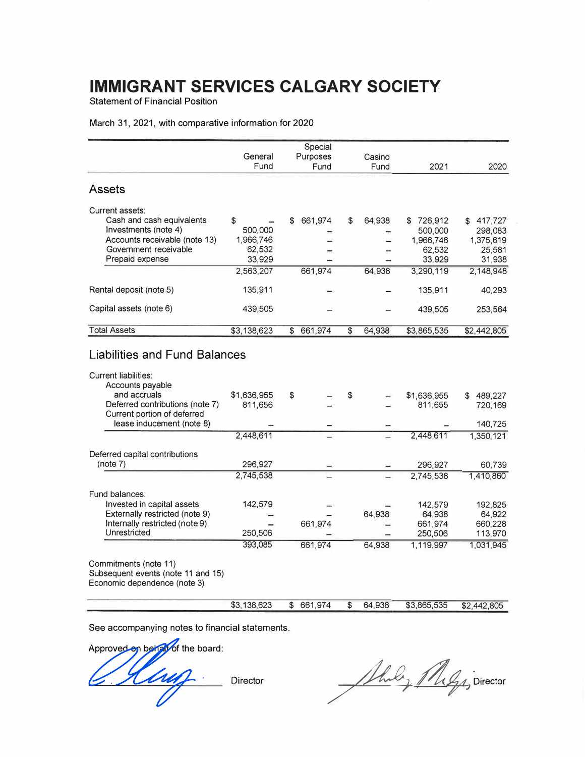# IMMIGRANT SERVICES CALGARY SOCIETY

Statement of Financial Position

March 31, 2021, with comparative information for 2020

| | General Fund | Special Purposes Fund | Casino Fund | 2021 | 2020 |
|---|---|---|---|---|---|
| **Assets** | | | | | |
| Current assets: | | | | | |
| Cash and cash equivalents | $ – | $ 661,974 | $ 64,938 | $ 726,912 | $ 417,727 |
| Investments (note 4) | 500,000 | – | – | 500,000 | 298,083 |
| Accounts receivable (note 13) | 1,966,746 | – | – | 1,966,746 | 1,375,619 |
| Government receivable | 62,532 | – | – | 62,532 | 25,581 |
| Prepaid expense | 33,929 | – | – | 33,929 | 31,938 |
| | 2,563,207 | 661,974 | 64,938 | 3,290,119 | 2,148,948 |
| Rental deposit (note 5) | 135,911 | – | – | 135,911 | 40,293 |
| Capital assets (note 6) | 439,505 | – | – | 439,505 | 253,564 |
| Total Assets | $3,138,623 | $ 661,974 | $ 64,938 | $3,865,535 | $2,442,805 |
| **Liabilities and Fund Balances** | | | | | |
| Current liabilities: | | | | | |
| Accounts payable and accruals | $1,636,955 | $ – | $ – | $1,636,955 | $ 489,227 |
| Deferred contributions (note 7) | 811,656 | – | – | 811,655 | 720,169 |
| Current portion of deferred lease inducement (note 8) | – | – | – | – | 140,725 |
| | 2,448,611 | – | – | 2,448,611 | 1,350,121 |
| Deferred capital contributions (note 7) | 296,927 | – | – | 296,927 | 60,739 |
| | 2,745,538 | – | – | 2,745,538 | 1,410,860 |
| Fund balances: | | | | | |
| Invested in capital assets | 142,579 | – | – | 142,579 | 192,825 |
| Externally restricted (note 9) | – | – | 64,938 | 64,938 | 64,922 |
| Internally restricted (note 9) | – | 661,974 | – | 661,974 | 660,228 |
| Unrestricted | 250,506 | – | – | 250,506 | 113,970 |
| | 393,085 | 661,974 | 64,938 | 1,119,997 | 1,031,945 |
| Commitments (note 11) | | | | | |
| Subsequent events (note 11 and 15) | | | | | |
| Economic dependence (note 3) | | | | | |
| | $3,138,623 | $ 661,974 | $ 64,938 | $3,865,535 | $2,442,805 |

See accompanying notes to financial statements.

Approved on behalf of the board:

_______________ Director

_______________ Director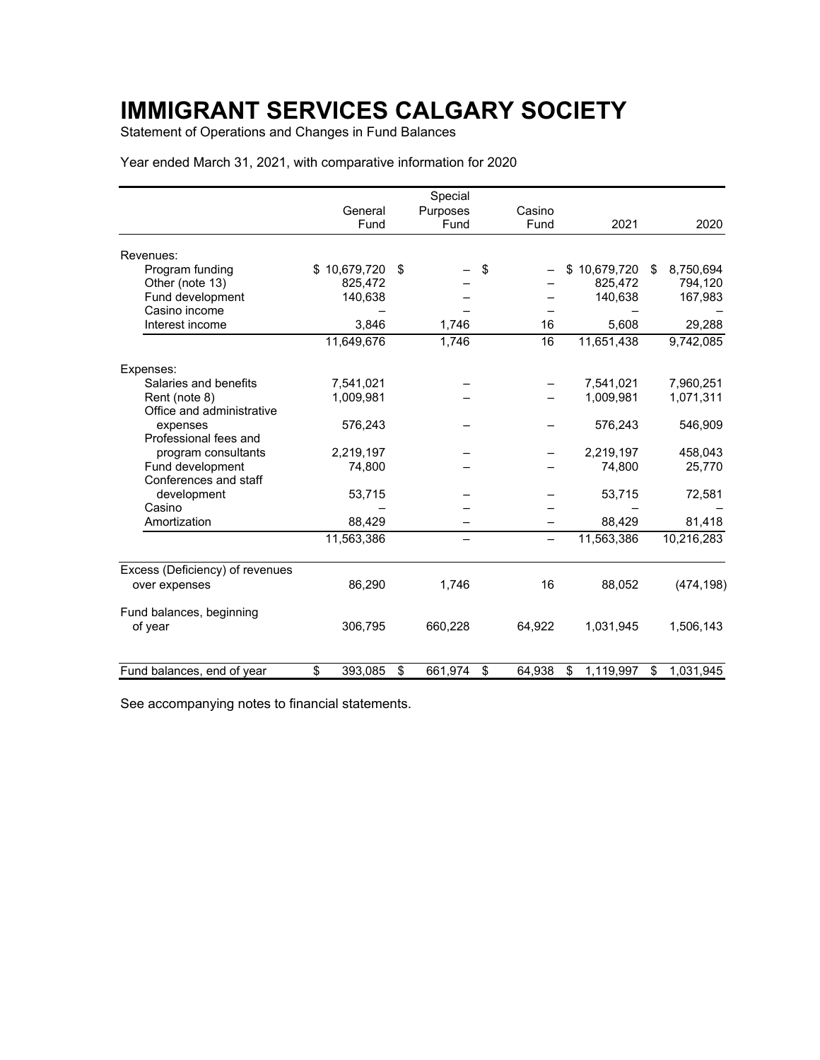# IMMIGRANT SERVICES CALGARY SOCIETY

Statement of Operations and Changes in Fund Balances

Year ended March 31, 2021, with comparative information for 2020

| | General Fund | Special Purposes Fund | Casino Fund | 2021 | 2020 |
|---|---|---|---|---|---|
| Revenues: | | | | | |
| Program funding | $ 10,679,720 | $ – | $ – | $ 10,679,720 | $ 8,750,694 |
| Other (note 13) | 825,472 | – | – | 825,472 | 794,120 |
| Fund development | 140,638 | – | – | 140,638 | 167,983 |
| Casino income | – | – | – | – | – |
| Interest income | 3,846 | 1,746 | 16 | 5,608 | 29,288 |
| | 11,649,676 | 1,746 | 16 | 11,651,438 | 9,742,085 |
| Expenses: | | | | | |
| Salaries and benefits | 7,541,021 | – | – | 7,541,021 | 7,960,251 |
| Rent (note 8) | 1,009,981 | – | – | 1,009,981 | 1,071,311 |
| Office and administrative expenses | 576,243 | – | – | 576,243 | 546,909 |
| Professional fees and program consultants | 2,219,197 | – | – | 2,219,197 | 458,043 |
| Fund development | 74,800 | – | – | 74,800 | 25,770 |
| Conferences and staff development | 53,715 | – | – | 53,715 | 72,581 |
| Casino | – | – | – | – | – |
| Amortization | 88,429 | – | – | 88,429 | 81,418 |
| | 11,563,386 | – | – | 11,563,386 | 10,216,283 |
| Excess (Deficiency) of revenues over expenses | 86,290 | 1,746 | 16 | 88,052 | (474,198) |
| Fund balances, beginning of year | 306,795 | 660,228 | 64,922 | 1,031,945 | 1,506,143 |
| Fund balances, end of year | $ 393,085 | $ 661,974 | $ 64,938 | $ 1,119,997 | $ 1,031,945 |

See accompanying notes to financial statements.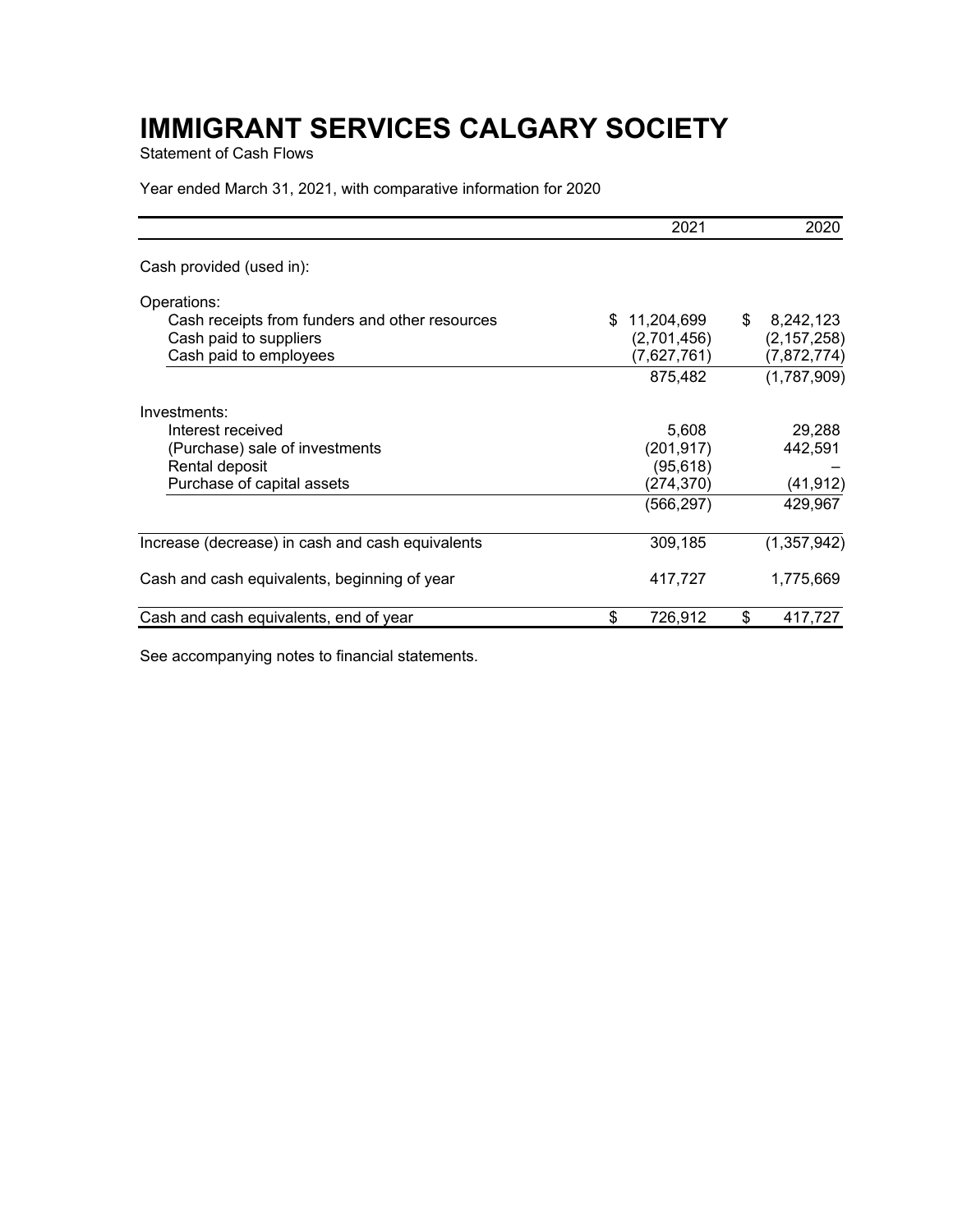# IMMIGRANT SERVICES CALGARY SOCIETY

Statement of Cash Flows

Year ended March 31, 2021, with comparative information for 2020

| | 2021 | 2020 |
|---|---|---|
| Cash provided (used in): | | |
| Operations: | | |
| Cash receipts from funders and other resources | $ 11,204,699 | $ 8,242,123 |
| Cash paid to suppliers | (2,701,456) | (2,157,258) |
| Cash paid to employees | (7,627,761) | (7,872,774) |
| | 875,482 | (1,787,909) |
| Investments: | | |
| Interest received | 5,608 | 29,288 |
| (Purchase) sale of investments | (201,917) | 442,591 |
| Rental deposit | (95,618) | – |
| Purchase of capital assets | (274,370) | (41,912) |
| | (566,297) | 429,967 |
| Increase (decrease) in cash and cash equivalents | 309,185 | (1,357,942) |
| Cash and cash equivalents, beginning of year | 417,727 | 1,775,669 |
| Cash and cash equivalents, end of year | $ 726,912 | $ 417,727 |

See accompanying notes to financial statements.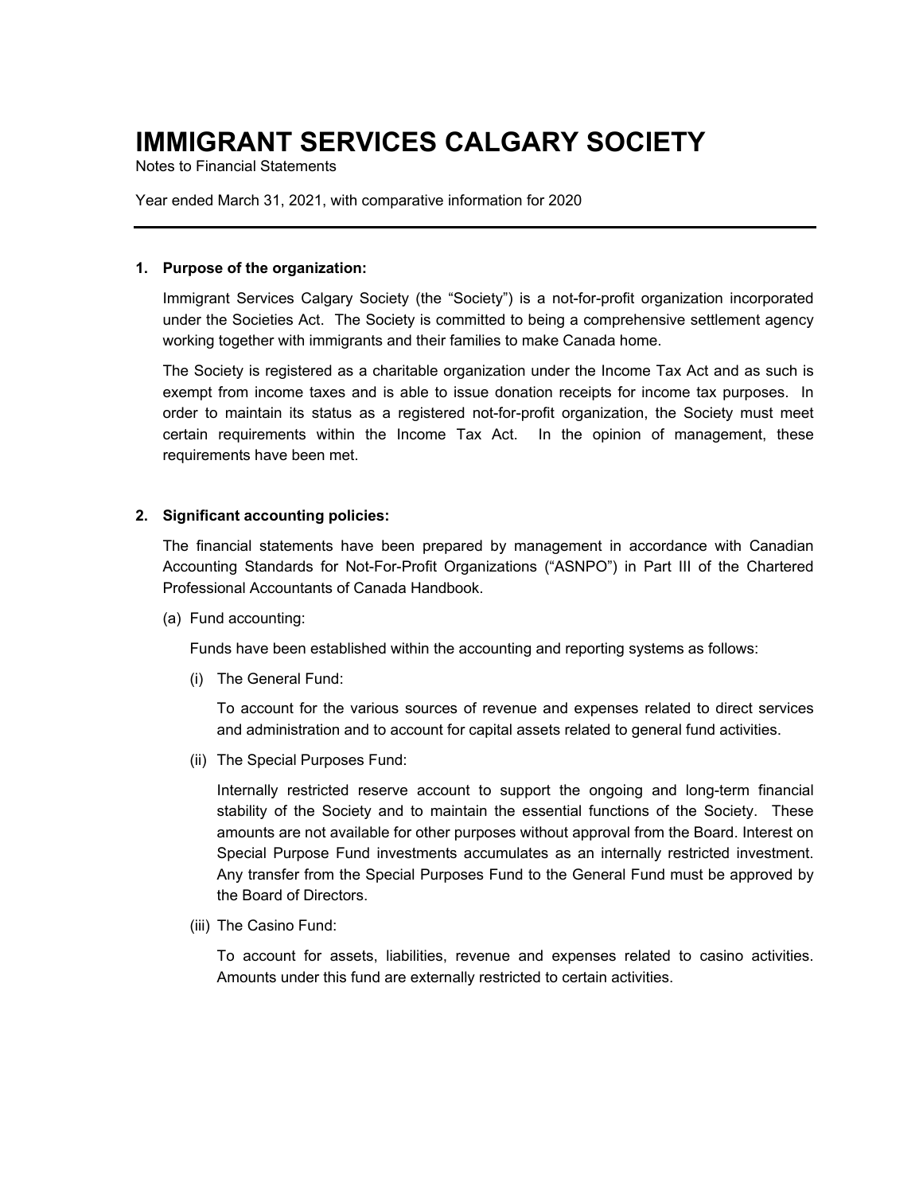# IMMIGRANT SERVICES CALGARY SOCIETY

Notes to Financial Statements

Year ended March 31, 2021, with comparative information for 2020

---

**1. Purpose of the organization:**

Immigrant Services Calgary Society (the "Society") is a not-for-profit organization incorporated under the Societies Act. The Society is committed to being a comprehensive settlement agency working together with immigrants and their families to make Canada home.

The Society is registered as a charitable organization under the Income Tax Act and as such is exempt from income taxes and is able to issue donation receipts for income tax purposes. In order to maintain its status as a registered not-for-profit organization, the Society must meet certain requirements within the Income Tax Act. In the opinion of management, these requirements have been met.

**2. Significant accounting policies:**

The financial statements have been prepared by management in accordance with Canadian Accounting Standards for Not-For-Profit Organizations ("ASNPO") in Part III of the Chartered Professional Accountants of Canada Handbook.

(a) Fund accounting:

Funds have been established within the accounting and reporting systems as follows:

(i) The General Fund:

To account for the various sources of revenue and expenses related to direct services and administration and to account for capital assets related to general fund activities.

(ii) The Special Purposes Fund:

Internally restricted reserve account to support the ongoing and long-term financial stability of the Society and to maintain the essential functions of the Society. These amounts are not available for other purposes without approval from the Board. Interest on Special Purpose Fund investments accumulates as an internally restricted investment. Any transfer from the Special Purposes Fund to the General Fund must be approved by the Board of Directors.

(iii) The Casino Fund:

To account for assets, liabilities, revenue and expenses related to casino activities. Amounts under this fund are externally restricted to certain activities.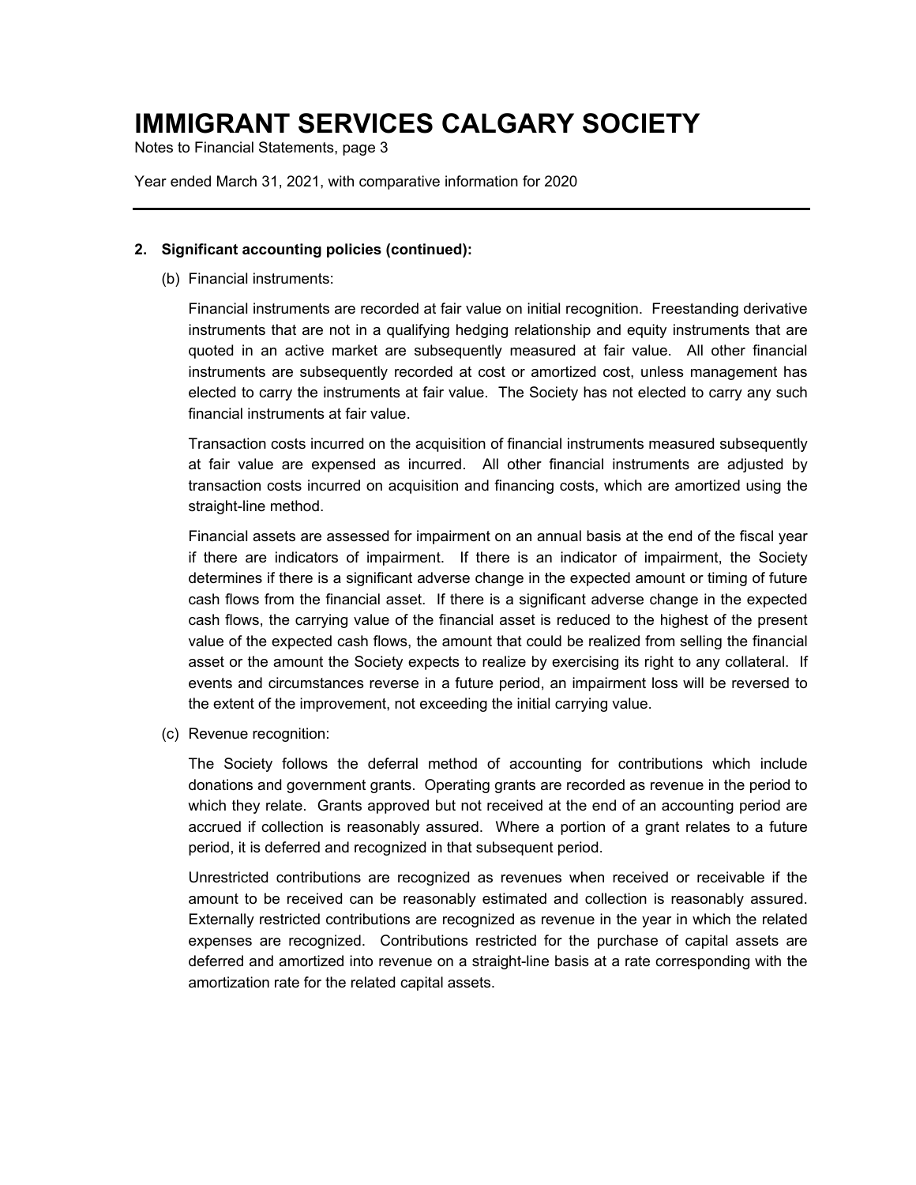## 2. Significant accounting policies (continued):

(b) Financial instruments:

Financial instruments are recorded at fair value on initial recognition. Freestanding derivative instruments that are not in a qualifying hedging relationship and equity instruments that are quoted in an active market are subsequently measured at fair value. All other financial instruments are subsequently recorded at cost or amortized cost, unless management has elected to carry the instruments at fair value. The Society has not elected to carry any such financial instruments at fair value.

Transaction costs incurred on the acquisition of financial instruments measured subsequently at fair value are expensed as incurred. All other financial instruments are adjusted by transaction costs incurred on acquisition and financing costs, which are amortized using the straight-line method.

Financial assets are assessed for impairment on an annual basis at the end of the fiscal year if there are indicators of impairment. If there is an indicator of impairment, the Society determines if there is a significant adverse change in the expected amount or timing of future cash flows from the financial asset. If there is a significant adverse change in the expected cash flows, the carrying value of the financial asset is reduced to the highest of the present value of the expected cash flows, the amount that could be realized from selling the financial asset or the amount the Society expects to realize by exercising its right to any collateral. If events and circumstances reverse in a future period, an impairment loss will be reversed to the extent of the improvement, not exceeding the initial carrying value.

(c) Revenue recognition:

The Society follows the deferral method of accounting for contributions which include donations and government grants. Operating grants are recorded as revenue in the period to which they relate. Grants approved but not received at the end of an accounting period are accrued if collection is reasonably assured. Where a portion of a grant relates to a future period, it is deferred and recognized in that subsequent period.

Unrestricted contributions are recognized as revenues when received or receivable if the amount to be received can be reasonably estimated and collection is reasonably assured. Externally restricted contributions are recognized as revenue in the year in which the related expenses are recognized. Contributions restricted for the purchase of capital assets are deferred and amortized into revenue on a straight-line basis at a rate corresponding with the amortization rate for the related capital assets.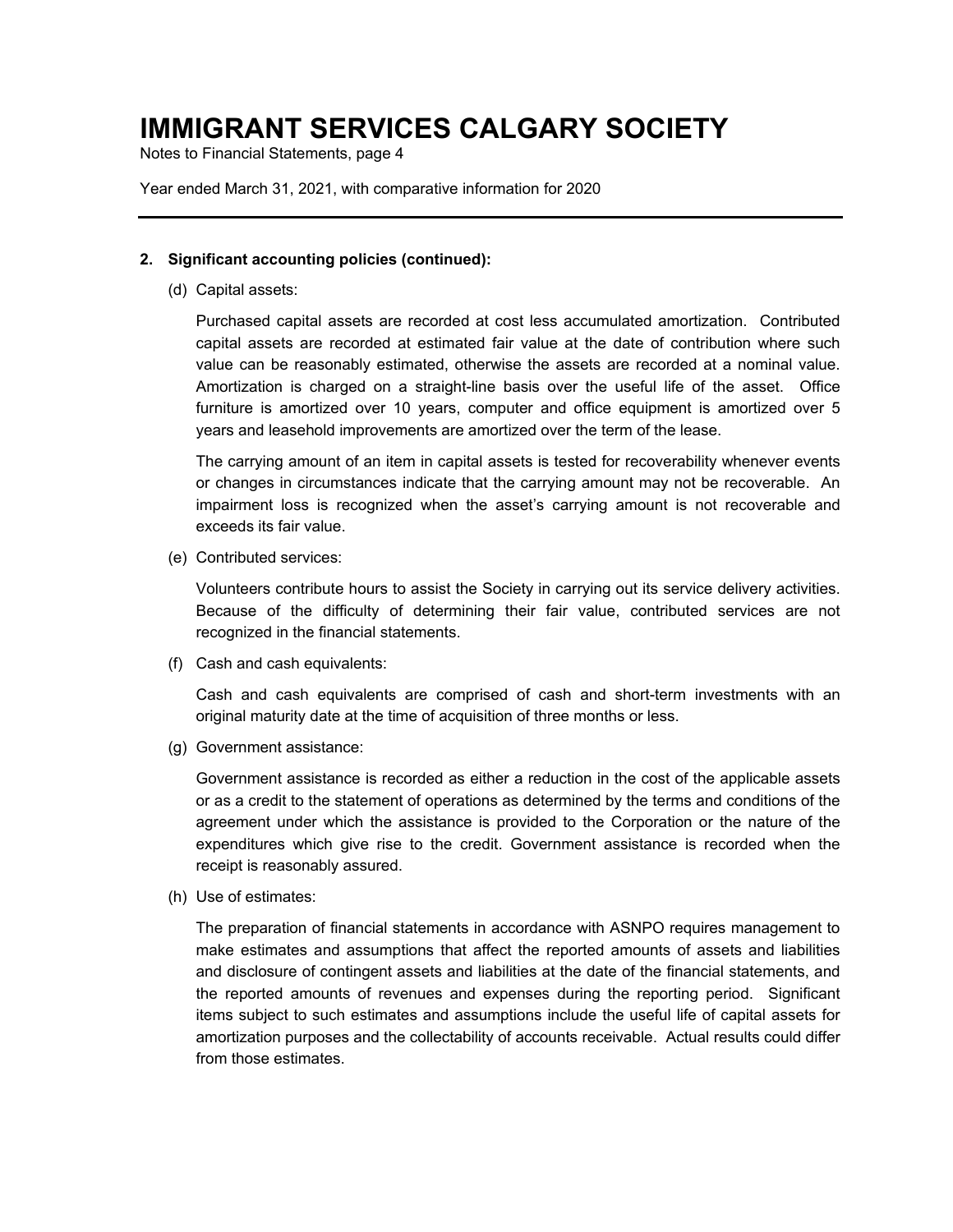# IMMIGRANT SERVICES CALGARY SOCIETY

Notes to Financial Statements, page 4

Year ended March 31, 2021, with comparative information for 2020

**2. Significant accounting policies (continued):**

(d) Capital assets:

Purchased capital assets are recorded at cost less accumulated amortization. Contributed capital assets are recorded at estimated fair value at the date of contribution where such value can be reasonably estimated, otherwise the assets are recorded at a nominal value. Amortization is charged on a straight-line basis over the useful life of the asset. Office furniture is amortized over 10 years, computer and office equipment is amortized over 5 years and leasehold improvements are amortized over the term of the lease.

The carrying amount of an item in capital assets is tested for recoverability whenever events or changes in circumstances indicate that the carrying amount may not be recoverable. An impairment loss is recognized when the asset's carrying amount is not recoverable and exceeds its fair value.

(e) Contributed services:

Volunteers contribute hours to assist the Society in carrying out its service delivery activities. Because of the difficulty of determining their fair value, contributed services are not recognized in the financial statements.

(f) Cash and cash equivalents:

Cash and cash equivalents are comprised of cash and short-term investments with an original maturity date at the time of acquisition of three months or less.

(g) Government assistance:

Government assistance is recorded as either a reduction in the cost of the applicable assets or as a credit to the statement of operations as determined by the terms and conditions of the agreement under which the assistance is provided to the Corporation or the nature of the expenditures which give rise to the credit. Government assistance is recorded when the receipt is reasonably assured.

(h) Use of estimates:

The preparation of financial statements in accordance with ASNPO requires management to make estimates and assumptions that affect the reported amounts of assets and liabilities and disclosure of contingent assets and liabilities at the date of the financial statements, and the reported amounts of revenues and expenses during the reporting period. Significant items subject to such estimates and assumptions include the useful life of capital assets for amortization purposes and the collectability of accounts receivable. Actual results could differ from those estimates.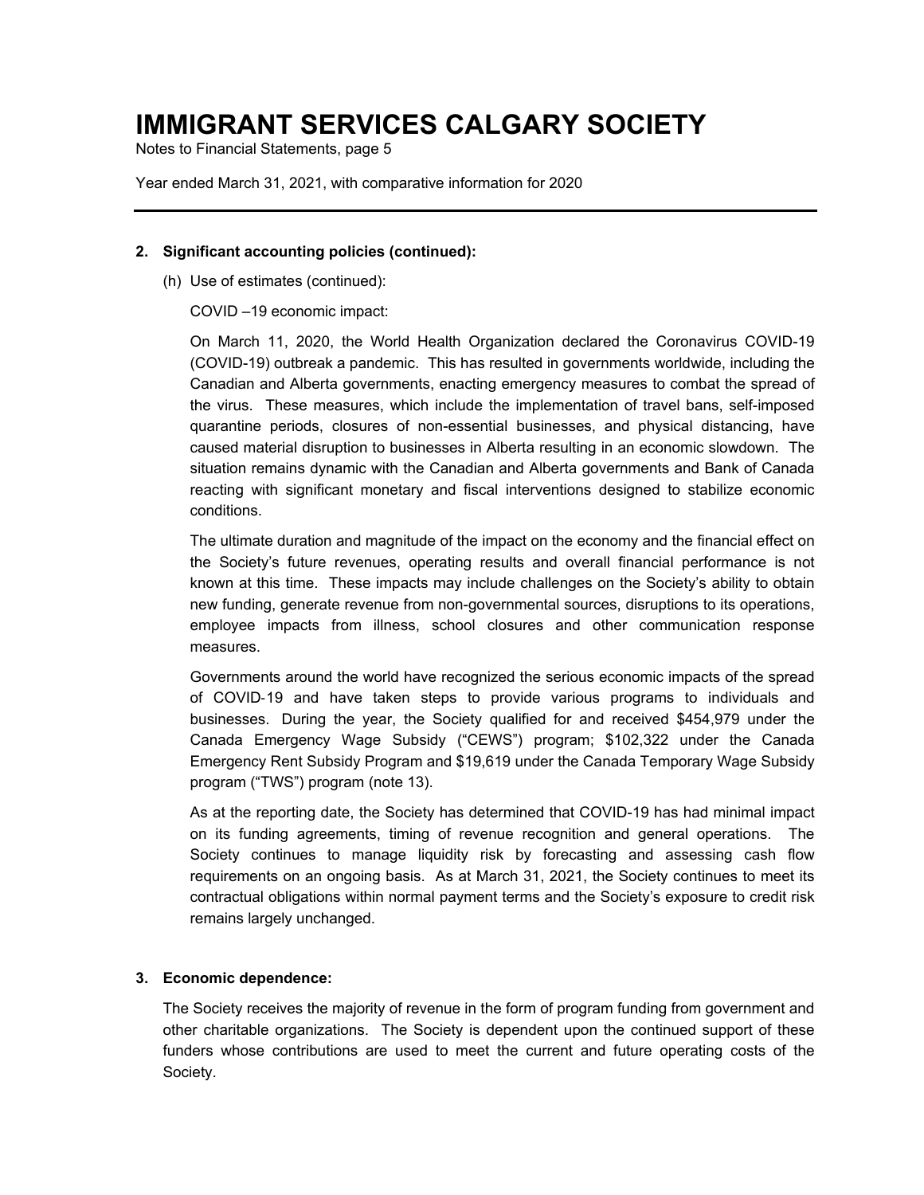# IMMIGRANT SERVICES CALGARY SOCIETY

Notes to Financial Statements, page 5

Year ended March 31, 2021, with comparative information for 2020

---

**2. Significant accounting policies (continued):**

(h) Use of estimates (continued):

COVID –19 economic impact:

On March 11, 2020, the World Health Organization declared the Coronavirus COVID-19 (COVID-19) outbreak a pandemic. This has resulted in governments worldwide, including the Canadian and Alberta governments, enacting emergency measures to combat the spread of the virus. These measures, which include the implementation of travel bans, self-imposed quarantine periods, closures of non-essential businesses, and physical distancing, have caused material disruption to businesses in Alberta resulting in an economic slowdown. The situation remains dynamic with the Canadian and Alberta governments and Bank of Canada reacting with significant monetary and fiscal interventions designed to stabilize economic conditions.

The ultimate duration and magnitude of the impact on the economy and the financial effect on the Society's future revenues, operating results and overall financial performance is not known at this time. These impacts may include challenges on the Society's ability to obtain new funding, generate revenue from non-governmental sources, disruptions to its operations, employee impacts from illness, school closures and other communication response measures.

Governments around the world have recognized the serious economic impacts of the spread of COVID-19 and have taken steps to provide various programs to individuals and businesses. During the year, the Society qualified for and received $454,979 under the Canada Emergency Wage Subsidy ("CEWS") program; $102,322 under the Canada Emergency Rent Subsidy Program and $19,619 under the Canada Temporary Wage Subsidy program ("TWS") program (note 13).

As at the reporting date, the Society has determined that COVID-19 has had minimal impact on its funding agreements, timing of revenue recognition and general operations. The Society continues to manage liquidity risk by forecasting and assessing cash flow requirements on an ongoing basis. As at March 31, 2021, the Society continues to meet its contractual obligations within normal payment terms and the Society's exposure to credit risk remains largely unchanged.

**3. Economic dependence:**

The Society receives the majority of revenue in the form of program funding from government and other charitable organizations. The Society is dependent upon the continued support of these funders whose contributions are used to meet the current and future operating costs of the Society.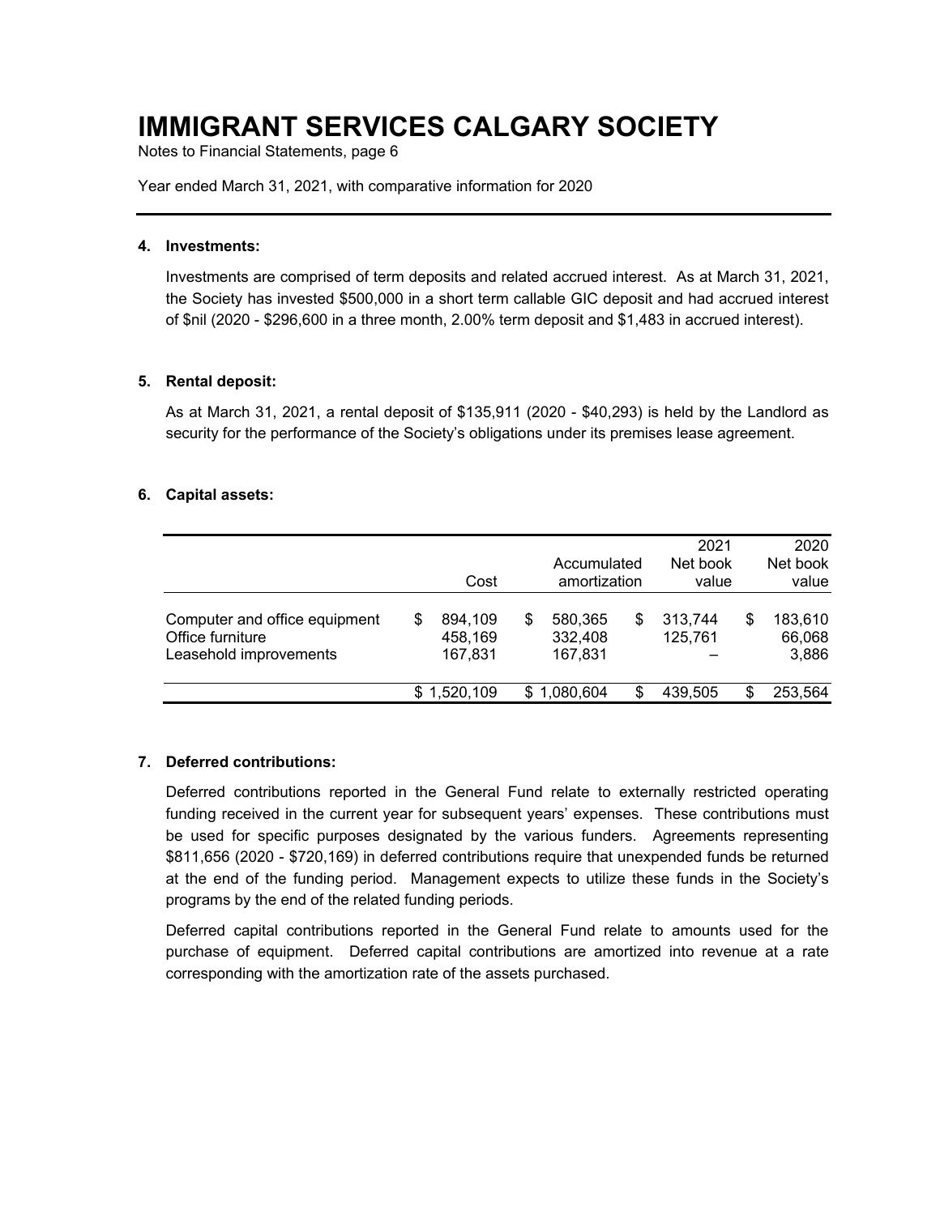# IMMIGRANT SERVICES CALGARY SOCIETY

Notes to Financial Statements, page 6

Year ended March 31, 2021, with comparative information for 2020

---

**4. Investments:**

Investments are comprised of term deposits and related accrued interest. As at March 31, 2021, the Society has invested $500,000 in a short term callable GIC deposit and had accrued interest of $nil (2020 - $296,600 in a three month, 2.00% term deposit and $1,483 in accrued interest).

**5. Rental deposit:**

As at March 31, 2021, a rental deposit of $135,911 (2020 - $40,293) is held by the Landlord as security for the performance of the Society's obligations under its premises lease agreement.

**6. Capital assets:**

| | Cost | Accumulated amortization | 2021 Net book value | 2020 Net book value |
|---|---|---|---|---|
| Computer and office equipment | $ 894,109 | $ 580,365 | $ 313,744 | $ 183,610 |
| Office furniture | 458,169 | 332,408 | 125,761 | 66,068 |
| Leasehold improvements | 167,831 | 167,831 | – | 3,886 |
| | $ 1,520,109 | $ 1,080,604 | $ 439,505 | $ 253,564 |

**7. Deferred contributions:**

Deferred contributions reported in the General Fund relate to externally restricted operating funding received in the current year for subsequent years' expenses. These contributions must be used for specific purposes designated by the various funders. Agreements representing $811,656 (2020 - $720,169) in deferred contributions require that unexpended funds be returned at the end of the funding period. Management expects to utilize these funds in the Society's programs by the end of the related funding periods.

Deferred capital contributions reported in the General Fund relate to amounts used for the purchase of equipment. Deferred capital contributions are amortized into revenue at a rate corresponding with the amortization rate of the assets purchased.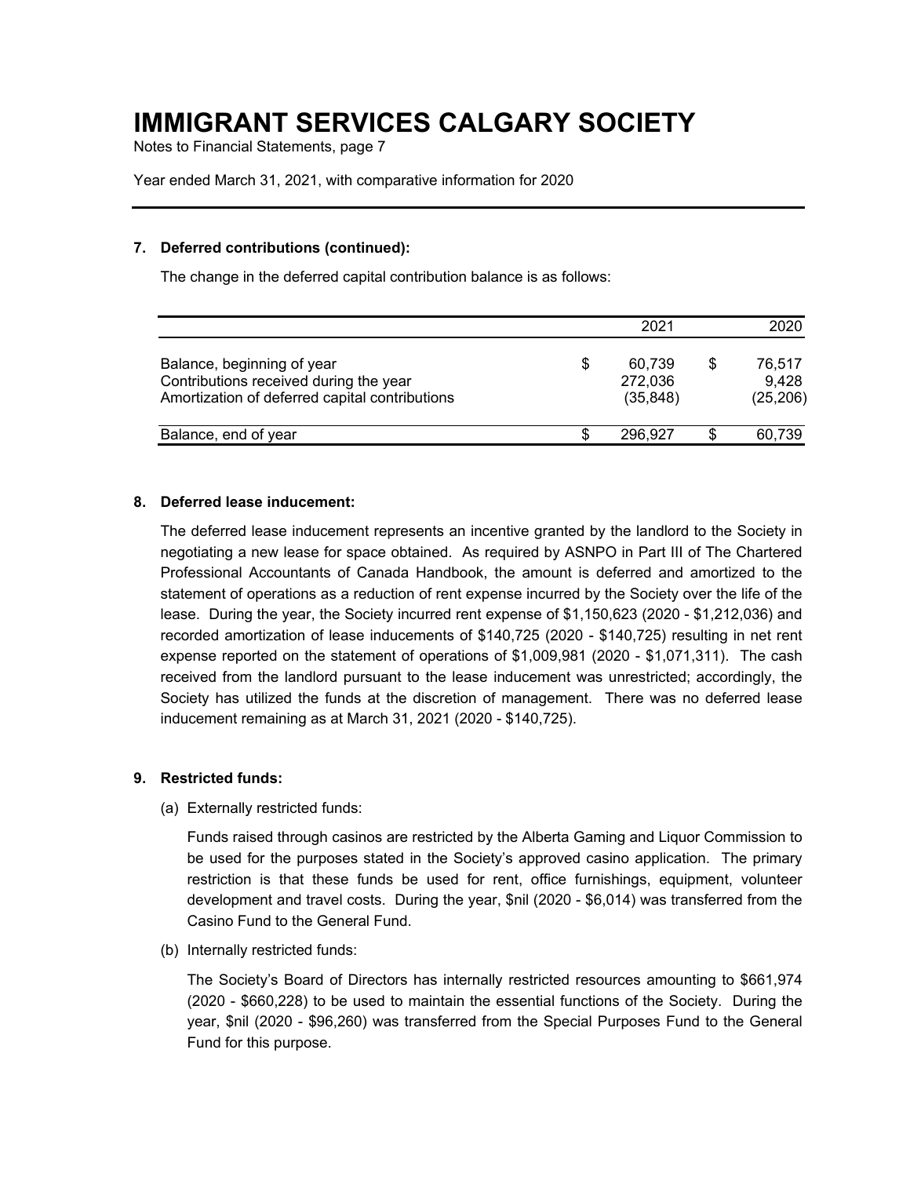# IMMIGRANT SERVICES CALGARY SOCIETY

Notes to Financial Statements, page 7

Year ended March 31, 2021, with comparative information for 2020

## 7. Deferred contributions (continued):

The change in the deferred capital contribution balance is as follows:

| | 2021 | 2020 |
|---|---|---|
| Balance, beginning of year | $ 60,739 | $ 76,517 |
| Contributions received during the year | 272,036 | 9,428 |
| Amortization of deferred capital contributions | (35,848) | (25,206) |
| Balance, end of year | $ 296,927 | $ 60,739 |

## 8. Deferred lease inducement:

The deferred lease inducement represents an incentive granted by the landlord to the Society in negotiating a new lease for space obtained. As required by ASNPO in Part III of The Chartered Professional Accountants of Canada Handbook, the amount is deferred and amortized to the statement of operations as a reduction of rent expense incurred by the Society over the life of the lease. During the year, the Society incurred rent expense of $1,150,623 (2020 - $1,212,036) and recorded amortization of lease inducements of $140,725 (2020 - $140,725) resulting in net rent expense reported on the statement of operations of $1,009,981 (2020 - $1,071,311). The cash received from the landlord pursuant to the lease inducement was unrestricted; accordingly, the Society has utilized the funds at the discretion of management. There was no deferred lease inducement remaining as at March 31, 2021 (2020 - $140,725).

## 9. Restricted funds:

(a) Externally restricted funds:

Funds raised through casinos are restricted by the Alberta Gaming and Liquor Commission to be used for the purposes stated in the Society's approved casino application. The primary restriction is that these funds be used for rent, office furnishings, equipment, volunteer development and travel costs. During the year, $nil (2020 - $6,014) was transferred from the Casino Fund to the General Fund.

(b) Internally restricted funds:

The Society's Board of Directors has internally restricted resources amounting to $661,974 (2020 - $660,228) to be used to maintain the essential functions of the Society. During the year, $nil (2020 - $96,260) was transferred from the Special Purposes Fund to the General Fund for this purpose.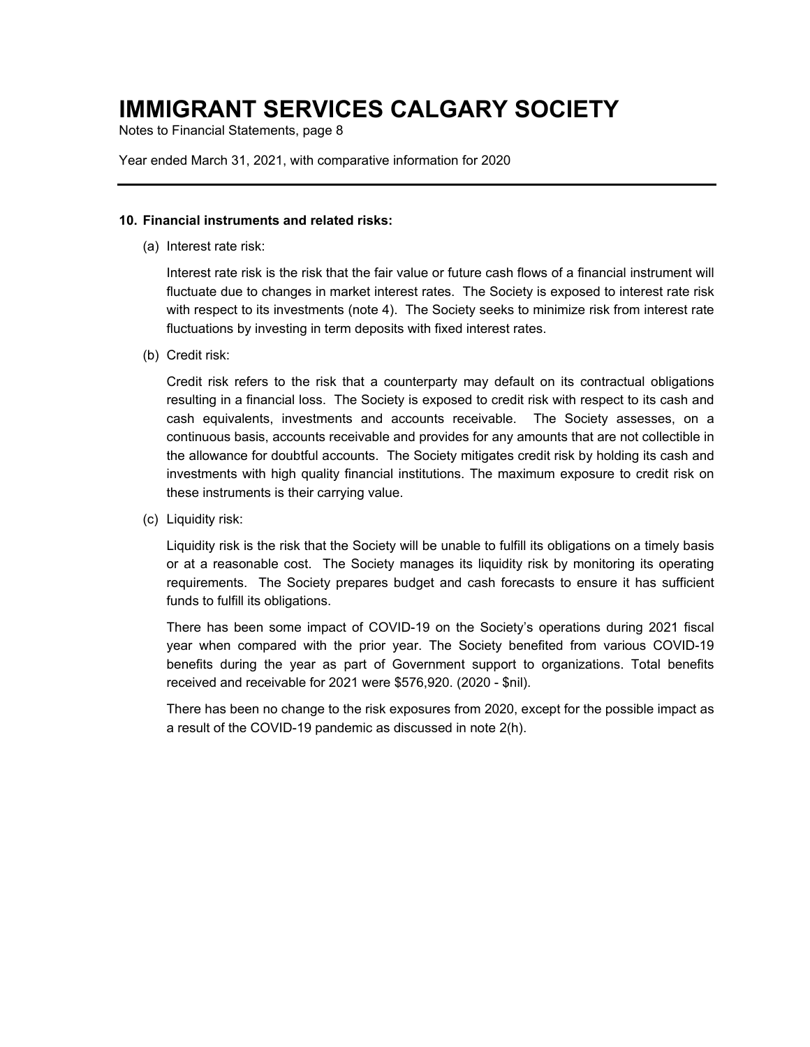## 10. Financial instruments and related risks:

(a) Interest rate risk:

Interest rate risk is the risk that the fair value or future cash flows of a financial instrument will fluctuate due to changes in market interest rates. The Society is exposed to interest rate risk with respect to its investments (note 4). The Society seeks to minimize risk from interest rate fluctuations by investing in term deposits with fixed interest rates.

(b) Credit risk:

Credit risk refers to the risk that a counterparty may default on its contractual obligations resulting in a financial loss. The Society is exposed to credit risk with respect to its cash and cash equivalents, investments and accounts receivable. The Society assesses, on a continuous basis, accounts receivable and provides for any amounts that are not collectible in the allowance for doubtful accounts. The Society mitigates credit risk by holding its cash and investments with high quality financial institutions. The maximum exposure to credit risk on these instruments is their carrying value.

(c) Liquidity risk:

Liquidity risk is the risk that the Society will be unable to fulfill its obligations on a timely basis or at a reasonable cost. The Society manages its liquidity risk by monitoring its operating requirements. The Society prepares budget and cash forecasts to ensure it has sufficient funds to fulfill its obligations.

There has been some impact of COVID-19 on the Society's operations during 2021 fiscal year when compared with the prior year. The Society benefited from various COVID-19 benefits during the year as part of Government support to organizations. Total benefits received and receivable for 2021 were $576,920. (2020 - $nil).

There has been no change to the risk exposures from 2020, except for the possible impact as a result of the COVID-19 pandemic as discussed in note 2(h).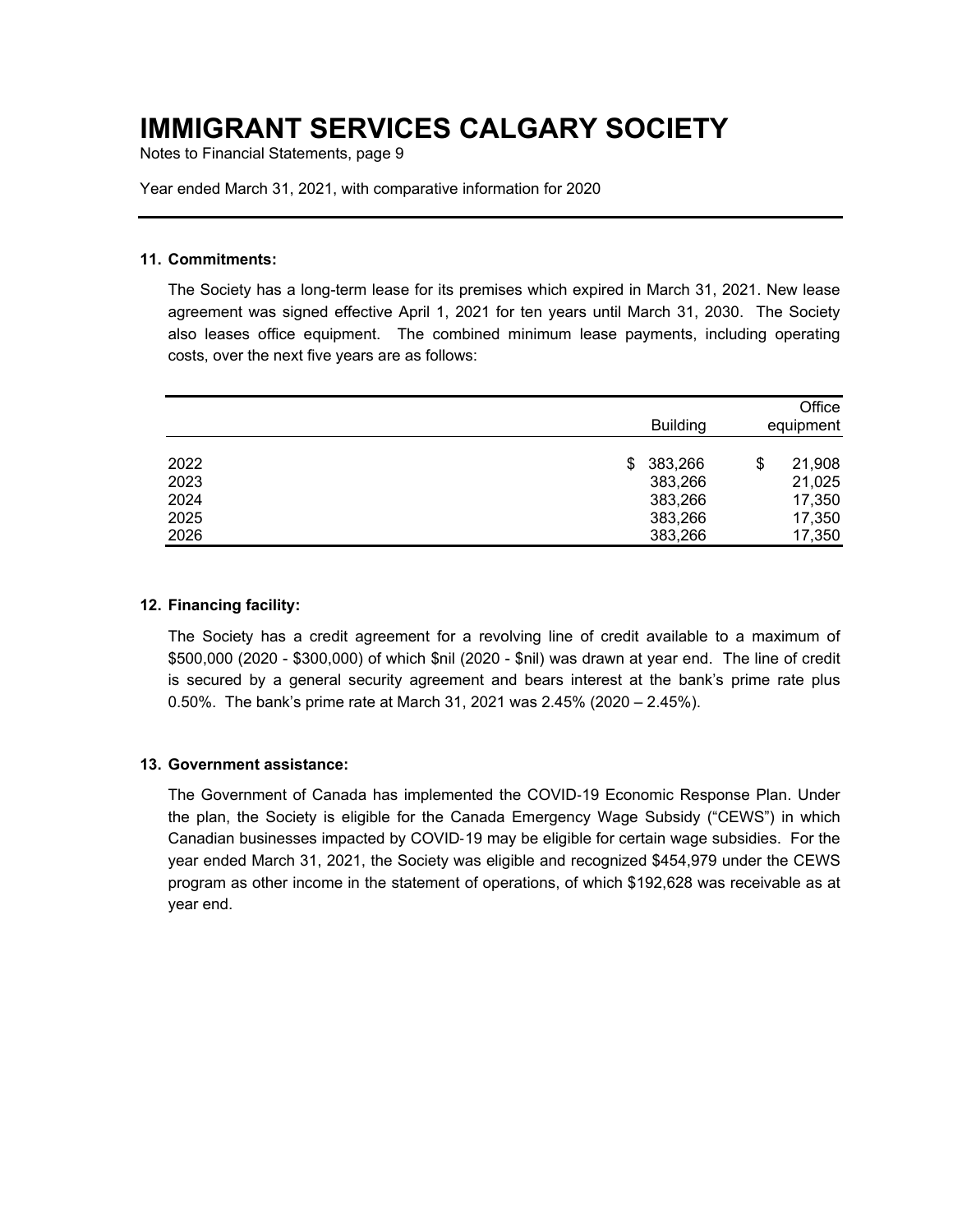# IMMIGRANT SERVICES CALGARY SOCIETY

Notes to Financial Statements, page 9

Year ended March 31, 2021, with comparative information for 2020

### 11. Commitments:

The Society has a long-term lease for its premises which expired in March 31, 2021. New lease agreement was signed effective April 1, 2021 for ten years until March 31, 2030. The Society also leases office equipment. The combined minimum lease payments, including operating costs, over the next five years are as follows:

| | Building | Office equipment |
|---|---|---|
| 2022 | $ 383,266 | $ 21,908 |
| 2023 | 383,266 | 21,025 |
| 2024 | 383,266 | 17,350 |
| 2025 | 383,266 | 17,350 |
| 2026 | 383,266 | 17,350 |

### 12. Financing facility:

The Society has a credit agreement for a revolving line of credit available to a maximum of $500,000 (2020 - $300,000) of which $nil (2020 - $nil) was drawn at year end. The line of credit is secured by a general security agreement and bears interest at the bank's prime rate plus 0.50%. The bank's prime rate at March 31, 2021 was 2.45% (2020 – 2.45%).

### 13. Government assistance:

The Government of Canada has implemented the COVID-19 Economic Response Plan. Under the plan, the Society is eligible for the Canada Emergency Wage Subsidy ("CEWS") in which Canadian businesses impacted by COVID-19 may be eligible for certain wage subsidies. For the year ended March 31, 2021, the Society was eligible and recognized $454,979 under the CEWS program as other income in the statement of operations, of which $192,628 was receivable as at year end.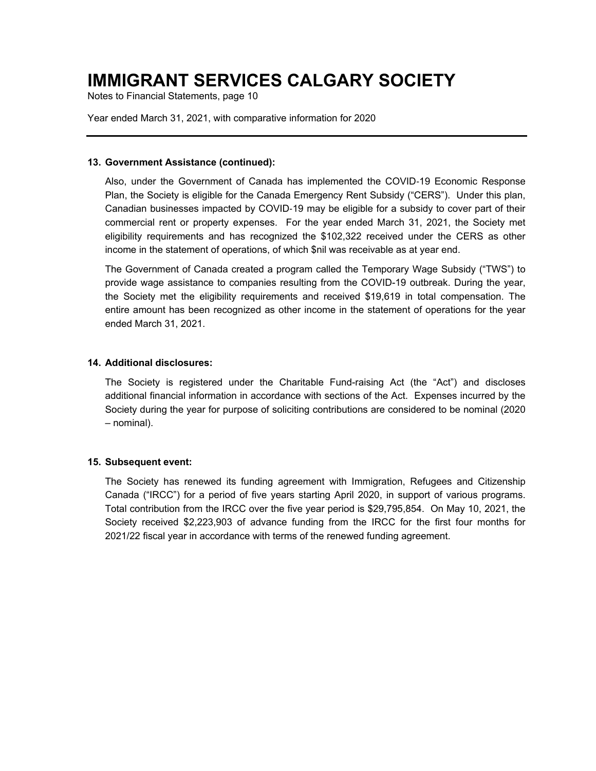# IMMIGRANT SERVICES CALGARY SOCIETY

Notes to Financial Statements, page 10

Year ended March 31, 2021, with comparative information for 2020

**13. Government Assistance (continued):**

Also, under the Government of Canada has implemented the COVID-19 Economic Response Plan, the Society is eligible for the Canada Emergency Rent Subsidy ("CERS"). Under this plan, Canadian businesses impacted by COVID-19 may be eligible for a subsidy to cover part of their commercial rent or property expenses. For the year ended March 31, 2021, the Society met eligibility requirements and has recognized the $102,322 received under the CERS as other income in the statement of operations, of which $nil was receivable as at year end.

The Government of Canada created a program called the Temporary Wage Subsidy ("TWS") to provide wage assistance to companies resulting from the COVID-19 outbreak. During the year, the Society met the eligibility requirements and received $19,619 in total compensation. The entire amount has been recognized as other income in the statement of operations for the year ended March 31, 2021.

**14. Additional disclosures:**

The Society is registered under the Charitable Fund-raising Act (the "Act") and discloses additional financial information in accordance with sections of the Act. Expenses incurred by the Society during the year for purpose of soliciting contributions are considered to be nominal (2020 – nominal).

**15. Subsequent event:**

The Society has renewed its funding agreement with Immigration, Refugees and Citizenship Canada ("IRCC") for a period of five years starting April 2020, in support of various programs. Total contribution from the IRCC over the five year period is $29,795,854. On May 10, 2021, the Society received $2,223,903 of advance funding from the IRCC for the first four months for 2021/22 fiscal year in accordance with terms of the renewed funding agreement.